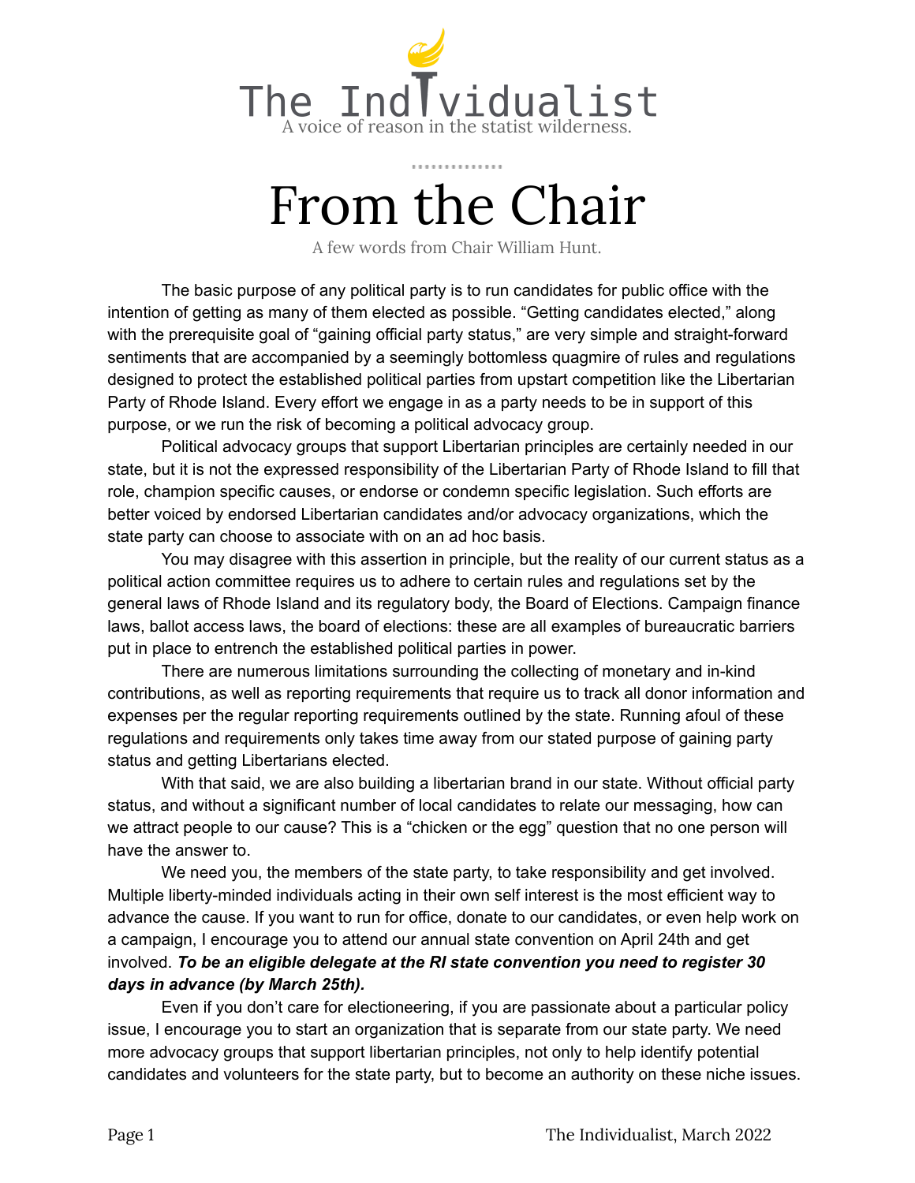The Individualist

A voice of reason in the statist wilderness.

# From the Chair

A few words from Chair William Hunt.

The basic purpose of any political party is to run candidates for public office with the intention of getting as many of them elected as possible. "Getting candidates elected," along with the prerequisite goal of "gaining official party status," are very simple and straight-forward sentiments that are accompanied by a seemingly bottomless quagmire of rules and regulations designed to protect the established political parties from upstart competition like the Libertarian Party of Rhode Island. Every effort we engage in as a party needs to be in support of this purpose, or we run the risk of becoming a political advocacy group.

Political advocacy groups that support Libertarian principles are certainly needed in our state, but it is not the expressed responsibility of the Libertarian Party of Rhode Island to fill that role, champion specific causes, or endorse or condemn specific legislation. Such efforts are better voiced by endorsed Libertarian candidates and/or advocacy organizations, which the state party can choose to associate with on an ad hoc basis.

You may disagree with this assertion in principle, but the reality of our current status as a political action committee requires us to adhere to certain rules and regulations set by the general laws of Rhode Island and its regulatory body, the Board of Elections. Campaign finance laws, ballot access laws, the board of elections: these are all examples of bureaucratic barriers put in place to entrench the established political parties in power.

There are numerous limitations surrounding the collecting of monetary and in-kind contributions, as well as reporting requirements that require us to track all donor information and expenses per the regular reporting requirements outlined by the state. Running afoul of these regulations and requirements only takes time away from our stated purpose of gaining party status and getting Libertarians elected.

With that said, we are also building a libertarian brand in our state. Without official party status, and without a significant number of local candidates to relate our messaging, how can we attract people to our cause? This is a "chicken or the egg" question that no one person will have the answer to.

We need you, the members of the state party, to take responsibility and get involved. Multiple liberty-minded individuals acting in their own self interest is the most efficient way to advance the cause. If you want to run for office, donate to our candidates, or even help work on a campaign, I encourage you to attend our annual state convention on April 24th and get involved. ***To be an eligible delegate at the RI state convention you need to register 30 days in advance (by March 25th).***

Even if you don't care for electioneering, if you are passionate about a particular policy issue, I encourage you to start an organization that is separate from our state party. We need more advocacy groups that support libertarian principles, not only to help identify potential candidates and volunteers for the state party, but to become an authority on these niche issues.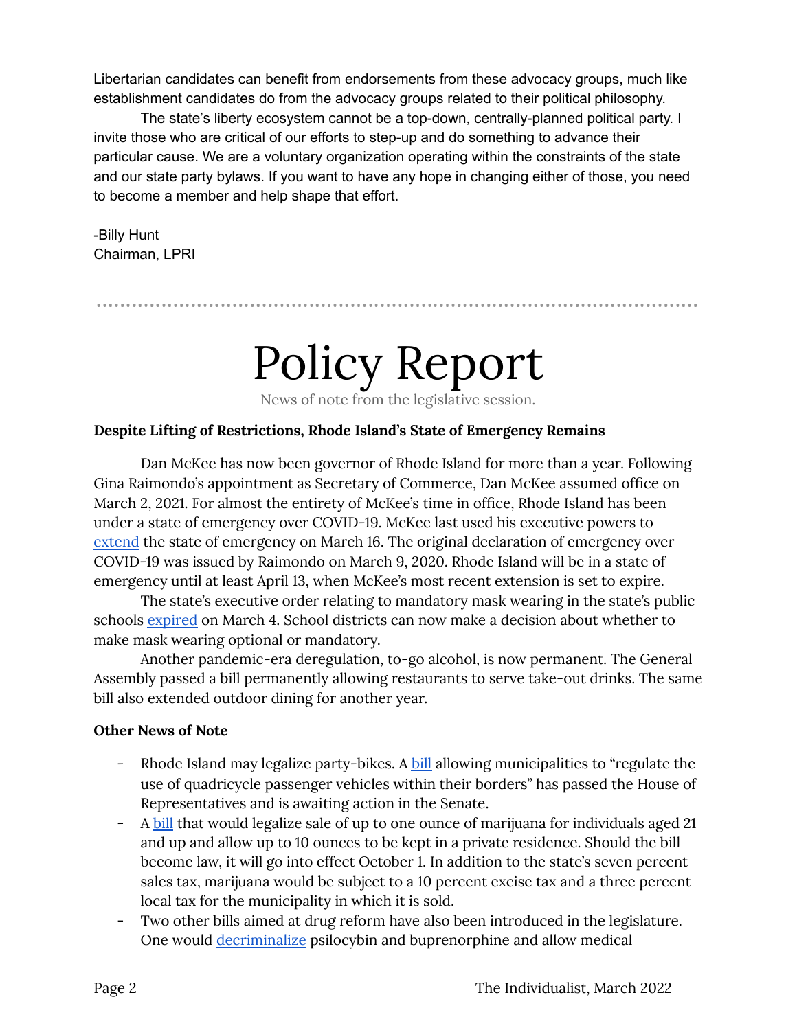Libertarian candidates can benefit from endorsements from these advocacy groups, much like establishment candidates do from the advocacy groups related to their political philosophy.

The state's liberty ecosystem cannot be a top-down, centrally-planned political party. I invite those who are critical of our efforts to step-up and do something to advance their particular cause. We are a voluntary organization operating within the constraints of the state and our state party bylaws. If you want to have any hope in changing either of those, you need to become a member and help shape that effort.

-Billy Hunt
Chairman, LPRI

---

# Policy Report

News of note from the legislative session.

**Despite Lifting of Restrictions, Rhode Island's State of Emergency Remains**

Dan McKee has now been governor of Rhode Island for more than a year. Following Gina Raimondo's appointment as Secretary of Commerce, Dan McKee assumed office on March 2, 2021. For almost the entirety of McKee's time in office, Rhode Island has been under a state of emergency over COVID-19. McKee last used his executive powers to extend the state of emergency on March 16. The original declaration of emergency over COVID-19 was issued by Raimondo on March 9, 2020. Rhode Island will be in a state of emergency until at least April 13, when McKee's most recent extension is set to expire.

The state's executive order relating to mandatory mask wearing in the state's public schools expired on March 4. School districts can now make a decision about whether to make mask wearing optional or mandatory.

Another pandemic-era deregulation, to-go alcohol, is now permanent. The General Assembly passed a bill permanently allowing restaurants to serve take-out drinks. The same bill also extended outdoor dining for another year.

**Other News of Note**

- Rhode Island may legalize party-bikes. A bill allowing municipalities to "regulate the use of quadricycle passenger vehicles within their borders" has passed the House of Representatives and is awaiting action in the Senate.
- A bill that would legalize sale of up to one ounce of marijuana for individuals aged 21 and up and allow up to 10 ounces to be kept in a private residence. Should the bill become law, it will go into effect October 1. In addition to the state's seven percent sales tax, marijuana would be subject to a 10 percent excise tax and a three percent local tax for the municipality in which it is sold.
- Two other bills aimed at drug reform have also been introduced in the legislature. One would decriminalize psilocybin and buprenorphine and allow medical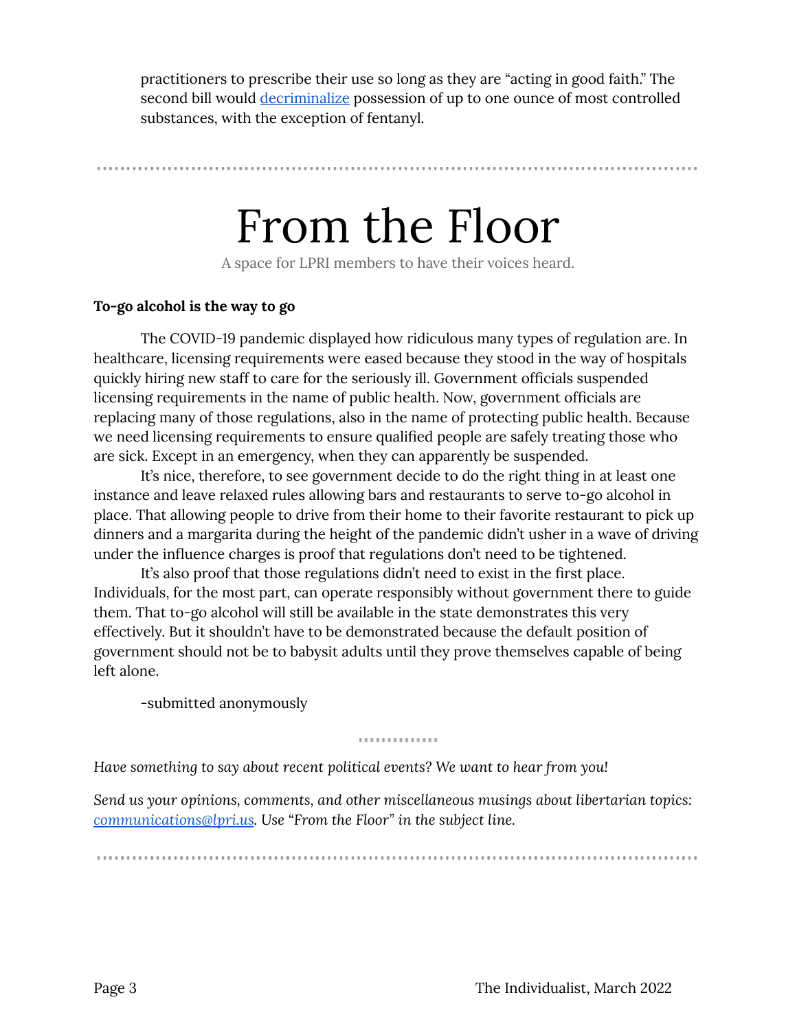practitioners to prescribe their use so long as they are "acting in good faith." The second bill would [decriminalize](#) possession of up to one ounce of most controlled substances, with the exception of fentanyl.

---

# From the Floor

A space for LPRI members to have their voices heard.

**To-go alcohol is the way to go**

The COVID-19 pandemic displayed how ridiculous many types of regulation are. In healthcare, licensing requirements were eased because they stood in the way of hospitals quickly hiring new staff to care for the seriously ill. Government officials suspended licensing requirements in the name of public health. Now, government officials are replacing many of those regulations, also in the name of protecting public health. Because we need licensing requirements to ensure qualified people are safely treating those who are sick. Except in an emergency, when they can apparently be suspended.

It's nice, therefore, to see government decide to do the right thing in at least one instance and leave relaxed rules allowing bars and restaurants to serve to-go alcohol in place. That allowing people to drive from their home to their favorite restaurant to pick up dinners and a margarita during the height of the pandemic didn't usher in a wave of driving under the influence charges is proof that regulations don't need to be tightened.

It's also proof that those regulations didn't need to exist in the first place. Individuals, for the most part, can operate responsibly without government there to guide them. That to-go alcohol will still be available in the state demonstrates this very effectively. But it shouldn't have to be demonstrated because the default position of government should not be to babysit adults until they prove themselves capable of being left alone.

-submitted anonymously

---

*Have something to say about recent political events? We want to hear from you!*

*Send us your opinions, comments, and other miscellaneous musings about libertarian topics: [communications@lpri.us](mailto:communications@lpri.us). Use "From the Floor" in the subject line.*

---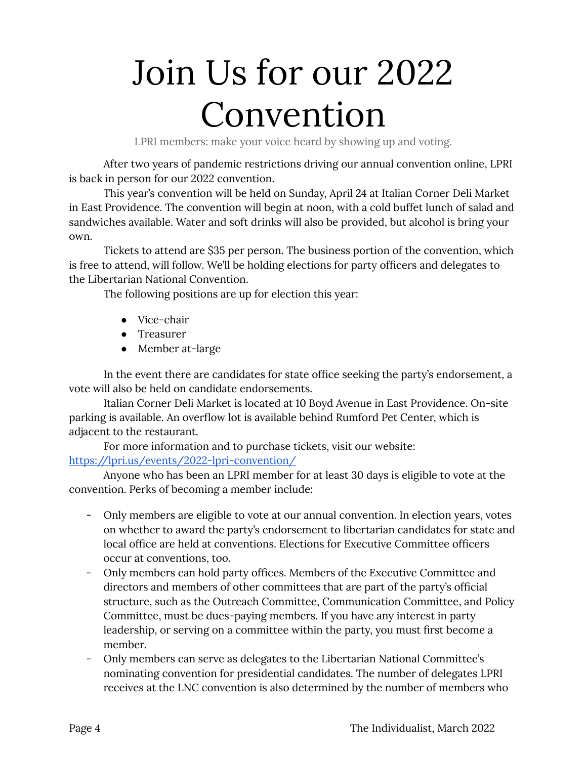# Join Us for our 2022 Convention

LPRI members: make your voice heard by showing up and voting.

After two years of pandemic restrictions driving our annual convention online, LPRI is back in person for our 2022 convention.

This year's convention will be held on Sunday, April 24 at Italian Corner Deli Market in East Providence. The convention will begin at noon, with a cold buffet lunch of salad and sandwiches available. Water and soft drinks will also be provided, but alcohol is bring your own.

Tickets to attend are $35 per person. The business portion of the convention, which is free to attend, will follow. We'll be holding elections for party officers and delegates to the Libertarian National Convention.

The following positions are up for election this year:

- Vice-chair
- Treasurer
- Member at-large

In the event there are candidates for state office seeking the party's endorsement, a vote will also be held on candidate endorsements.

Italian Corner Deli Market is located at 10 Boyd Avenue in East Providence. On-site parking is available. An overflow lot is available behind Rumford Pet Center, which is adjacent to the restaurant.

For more information and to purchase tickets, visit our website: [https://lpri.us/events/2022-lpri-convention/](https://lpri.us/events/2022-lpri-convention/)

Anyone who has been an LPRI member for at least 30 days is eligible to vote at the convention. Perks of becoming a member include:

- Only members are eligible to vote at our annual convention. In election years, votes on whether to award the party's endorsement to libertarian candidates for state and local office are held at conventions. Elections for Executive Committee officers occur at conventions, too.
- Only members can hold party offices. Members of the Executive Committee and directors and members of other committees that are part of the party's official structure, such as the Outreach Committee, Communication Committee, and Policy Committee, must be dues-paying members. If you have any interest in party leadership, or serving on a committee within the party, you must first become a member.
- Only members can serve as delegates to the Libertarian National Committee's nominating convention for presidential candidates. The number of delegates LPRI receives at the LNC convention is also determined by the number of members who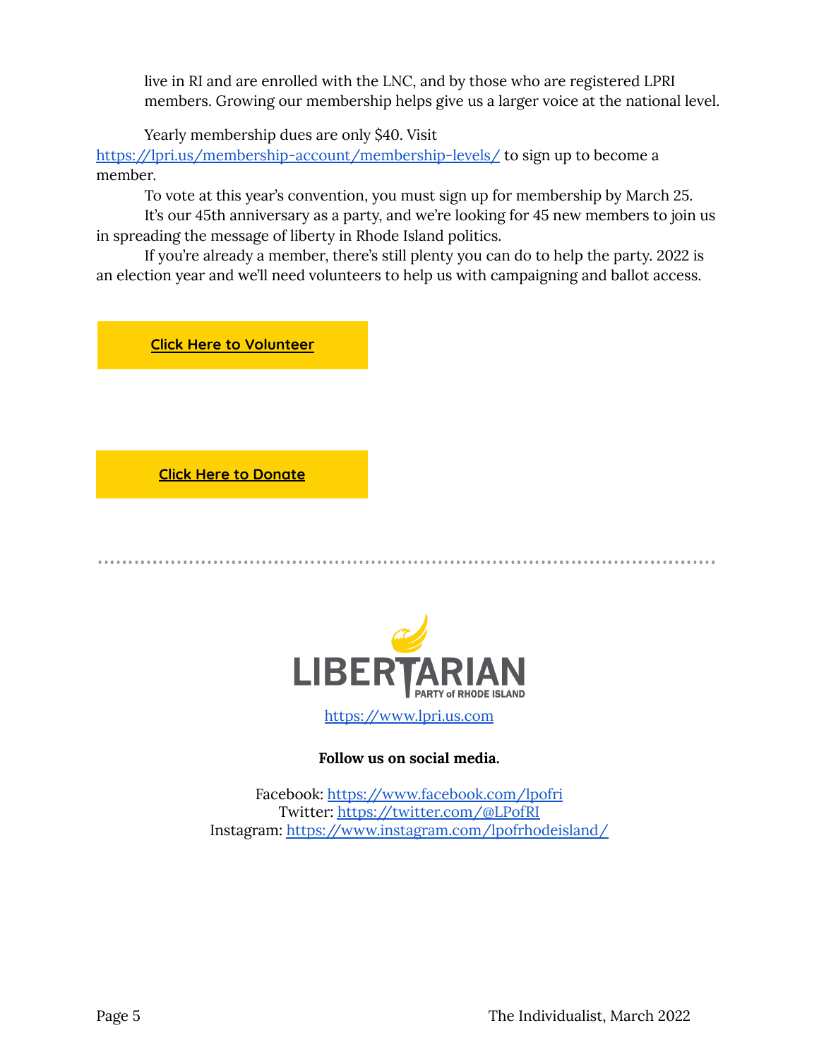live in RI and are enrolled with the LNC, and by those who are registered LPRI members. Growing our membership helps give us a larger voice at the national level.

Yearly membership dues are only $40. Visit https://lpri.us/membership-account/membership-levels/ to sign up to become a member.

To vote at this year's convention, you must sign up for membership by March 25.

It's our 45th anniversary as a party, and we're looking for 45 new members to join us in spreading the message of liberty in Rhode Island politics.

If you're already a member, there's still plenty you can do to help the party. 2022 is an election year and we'll need volunteers to help us with campaigning and ballot access.

**Click Here to Volunteer**

**Click Here to Donate**

---

LIBERTARIAN
PARTY of RHODE ISLAND

https://www.lpri.us.com

**Follow us on social media.**

Facebook: https://www.facebook.com/lpofri
Twitter: https://twitter.com/@LPofRI
Instagram: https://www.instagram.com/lpofrhodeisland/